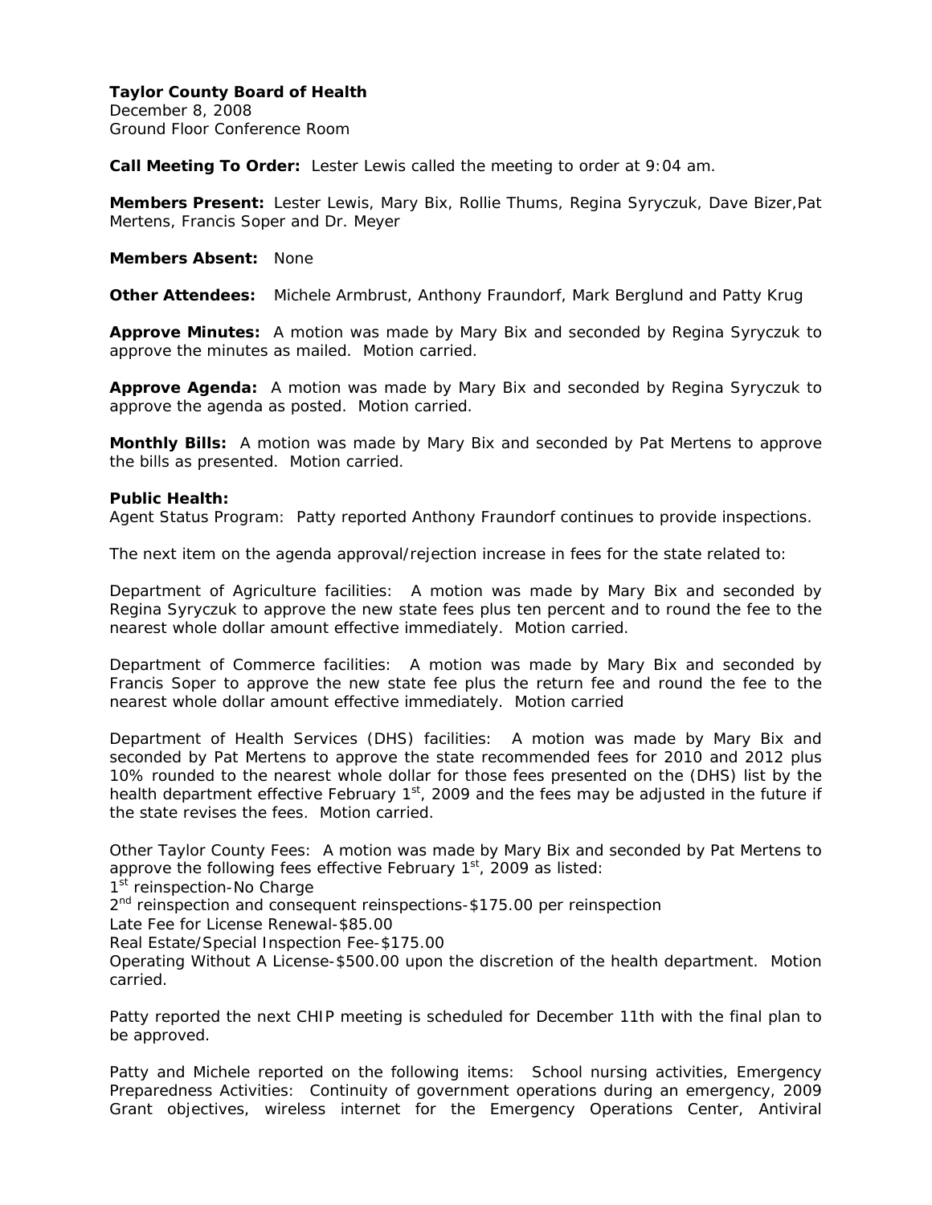**Taylor County Board of Health**
December 8, 2008
Ground Floor Conference Room

**Call Meeting To Order:** Lester Lewis called the meeting to order at 9:04 am.

**Members Present:** Lester Lewis, Mary Bix, Rollie Thums, Regina Syryczuk, Dave Bizer,Pat Mertens, Francis Soper and Dr. Meyer

**Members Absent:** None

**Other Attendees:** Michele Armbrust, Anthony Fraundorf, Mark Berglund and Patty Krug

**Approve Minutes:** A motion was made by Mary Bix and seconded by Regina Syryczuk to approve the minutes as mailed. Motion carried.

**Approve Agenda:** A motion was made by Mary Bix and seconded by Regina Syryczuk to approve the agenda as posted. Motion carried.

**Monthly Bills:** A motion was made by Mary Bix and seconded by Pat Mertens to approve the bills as presented. Motion carried.

**Public Health:**
Agent Status Program: Patty reported Anthony Fraundorf continues to provide inspections.

The next item on the agenda approval/rejection increase in fees for the state related to:

Department of Agriculture facilities: A motion was made by Mary Bix and seconded by Regina Syryczuk to approve the new state fees plus ten percent and to round the fee to the nearest whole dollar amount effective immediately. Motion carried.

Department of Commerce facilities: A motion was made by Mary Bix and seconded by Francis Soper to approve the new state fee plus the return fee and round the fee to the nearest whole dollar amount effective immediately. Motion carried

Department of Health Services (DHS) facilities: A motion was made by Mary Bix and seconded by Pat Mertens to approve the state recommended fees for 2010 and 2012 plus 10% rounded to the nearest whole dollar for those fees presented on the (DHS) list by the health department effective February 1st, 2009 and the fees may be adjusted in the future if the state revises the fees. Motion carried.

Other Taylor County Fees: A motion was made by Mary Bix and seconded by Pat Mertens to approve the following fees effective February 1st, 2009 as listed:
1st reinspection-No Charge
2nd reinspection and consequent reinspections-$175.00 per reinspection
Late Fee for License Renewal-$85.00
Real Estate/Special Inspection Fee-$175.00
Operating Without A License-$500.00 upon the discretion of the health department. Motion carried.

Patty reported the next CHIP meeting is scheduled for December 11th with the final plan to be approved.

Patty and Michele reported on the following items: School nursing activities, Emergency Preparedness Activities: Continuity of government operations during an emergency, 2009 Grant objectives, wireless internet for the Emergency Operations Center, Antiviral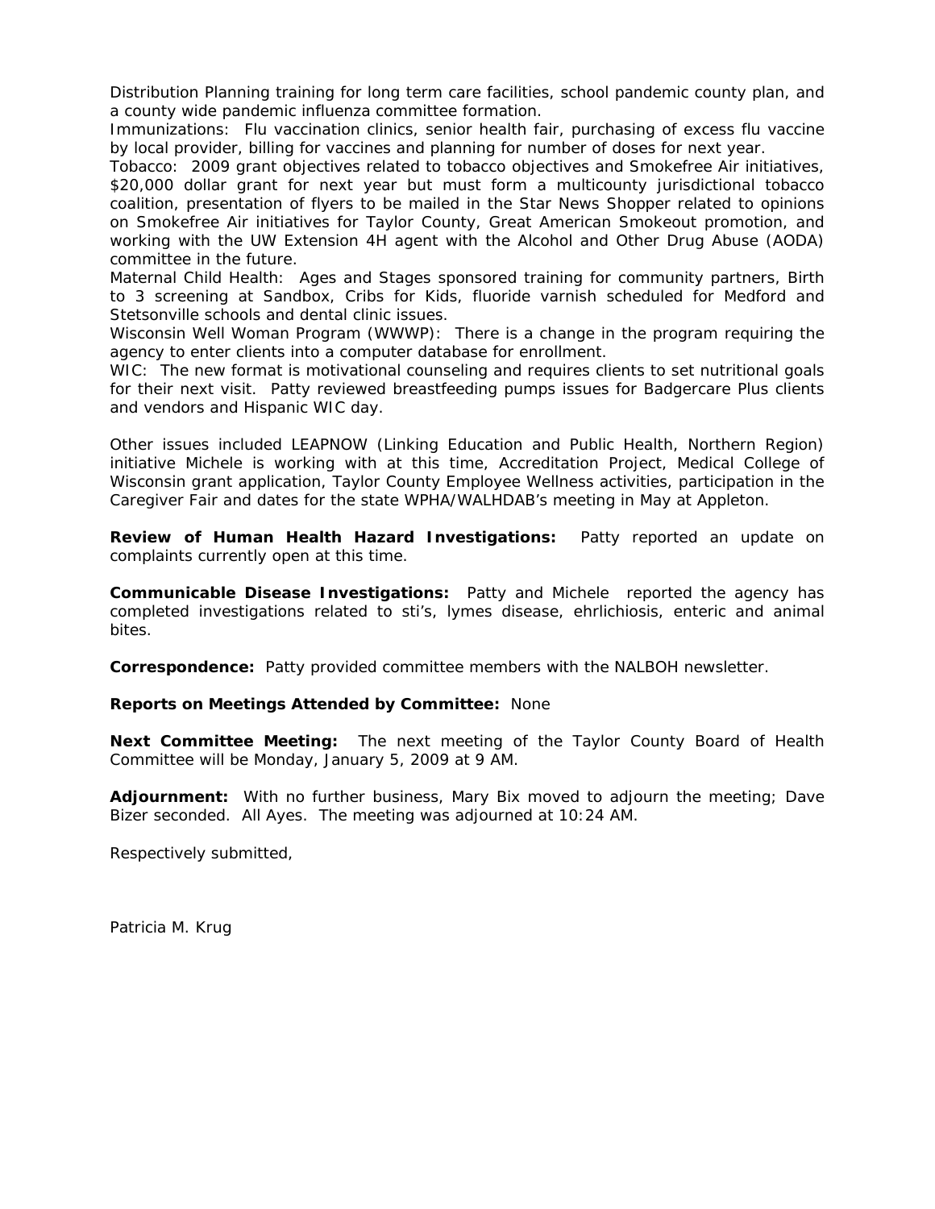Distribution Planning training for long term care facilities, school pandemic county plan, and a county wide pandemic influenza committee formation.

Immunizations: Flu vaccination clinics, senior health fair, purchasing of excess flu vaccine by local provider, billing for vaccines and planning for number of doses for next year.

Tobacco: 2009 grant objectives related to tobacco objectives and Smokefree Air initiatives, $20,000 dollar grant for next year but must form a multicounty jurisdictional tobacco coalition, presentation of flyers to be mailed in the Star News Shopper related to opinions on Smokefree Air initiatives for Taylor County, Great American Smokeout promotion, and working with the UW Extension 4H agent with the Alcohol and Other Drug Abuse (AODA) committee in the future.

Maternal Child Health: Ages and Stages sponsored training for community partners, Birth to 3 screening at Sandbox, Cribs for Kids, fluoride varnish scheduled for Medford and Stetsonville schools and dental clinic issues.

Wisconsin Well Woman Program (WWWP): There is a change in the program requiring the agency to enter clients into a computer database for enrollment.

WIC: The new format is motivational counseling and requires clients to set nutritional goals for their next visit. Patty reviewed breastfeeding pumps issues for Badgercare Plus clients and vendors and Hispanic WIC day.

Other issues included LEAPNOW (Linking Education and Public Health, Northern Region) initiative Michele is working with at this time, Accreditation Project, Medical College of Wisconsin grant application, Taylor County Employee Wellness activities, participation in the Caregiver Fair and dates for the state WPHA/WALHDAB's meeting in May at Appleton.

**Review of Human Health Hazard Investigations:** Patty reported an update on complaints currently open at this time.

**Communicable Disease Investigations:** Patty and Michele reported the agency has completed investigations related to sti's, lymes disease, ehrlichiosis, enteric and animal bites.

**Correspondence:** Patty provided committee members with the NALBOH newsletter.

**Reports on Meetings Attended by Committee:** None

**Next Committee Meeting:** The next meeting of the Taylor County Board of Health Committee will be Monday, January 5, 2009 at 9 AM.

**Adjournment:** With no further business, Mary Bix moved to adjourn the meeting; Dave Bizer seconded. All Ayes. The meeting was adjourned at 10:24 AM.

Respectively submitted,

Patricia M. Krug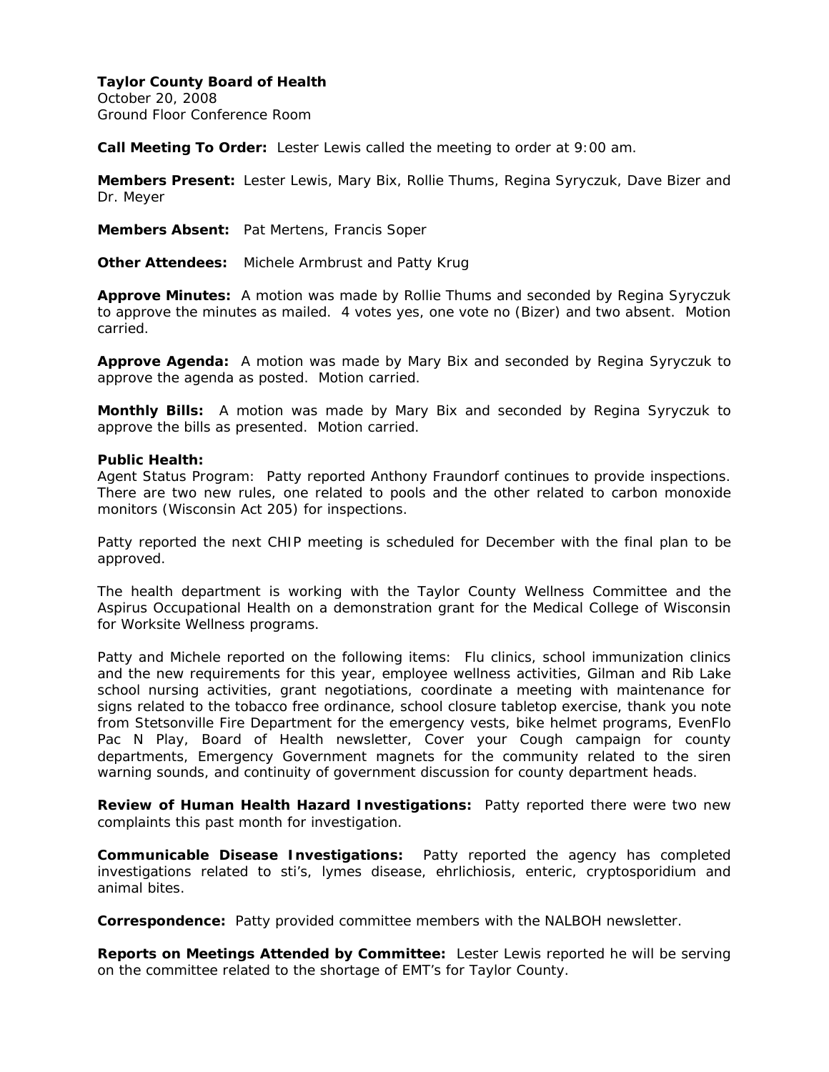**Taylor County Board of Health**
October 20, 2008
Ground Floor Conference Room

**Call Meeting To Order:** Lester Lewis called the meeting to order at 9:00 am.

**Members Present:** Lester Lewis, Mary Bix, Rollie Thums, Regina Syryczuk, Dave Bizer and Dr. Meyer

**Members Absent:** Pat Mertens, Francis Soper

**Other Attendees:** Michele Armbrust and Patty Krug

**Approve Minutes:** A motion was made by Rollie Thums and seconded by Regina Syryczuk to approve the minutes as mailed. 4 votes yes, one vote no (Bizer) and two absent. Motion carried.

**Approve Agenda:** A motion was made by Mary Bix and seconded by Regina Syryczuk to approve the agenda as posted. Motion carried.

**Monthly Bills:** A motion was made by Mary Bix and seconded by Regina Syryczuk to approve the bills as presented. Motion carried.

**Public Health:**
Agent Status Program: Patty reported Anthony Fraundorf continues to provide inspections. There are two new rules, one related to pools and the other related to carbon monoxide monitors (Wisconsin Act 205) for inspections.

Patty reported the next CHIP meeting is scheduled for December with the final plan to be approved.

The health department is working with the Taylor County Wellness Committee and the Aspirus Occupational Health on a demonstration grant for the Medical College of Wisconsin for Worksite Wellness programs.

Patty and Michele reported on the following items: Flu clinics, school immunization clinics and the new requirements for this year, employee wellness activities, Gilman and Rib Lake school nursing activities, grant negotiations, coordinate a meeting with maintenance for signs related to the tobacco free ordinance, school closure tabletop exercise, thank you note from Stetsonville Fire Department for the emergency vests, bike helmet programs, EvenFlo Pac N Play, Board of Health newsletter, Cover your Cough campaign for county departments, Emergency Government magnets for the community related to the siren warning sounds, and continuity of government discussion for county department heads.

**Review of Human Health Hazard Investigations:** Patty reported there were two new complaints this past month for investigation.

**Communicable Disease Investigations:** Patty reported the agency has completed investigations related to sti's, lymes disease, ehrlichiosis, enteric, cryptosporidium and animal bites.

**Correspondence:** Patty provided committee members with the NALBOH newsletter.

**Reports on Meetings Attended by Committee:** Lester Lewis reported he will be serving on the committee related to the shortage of EMT's for Taylor County.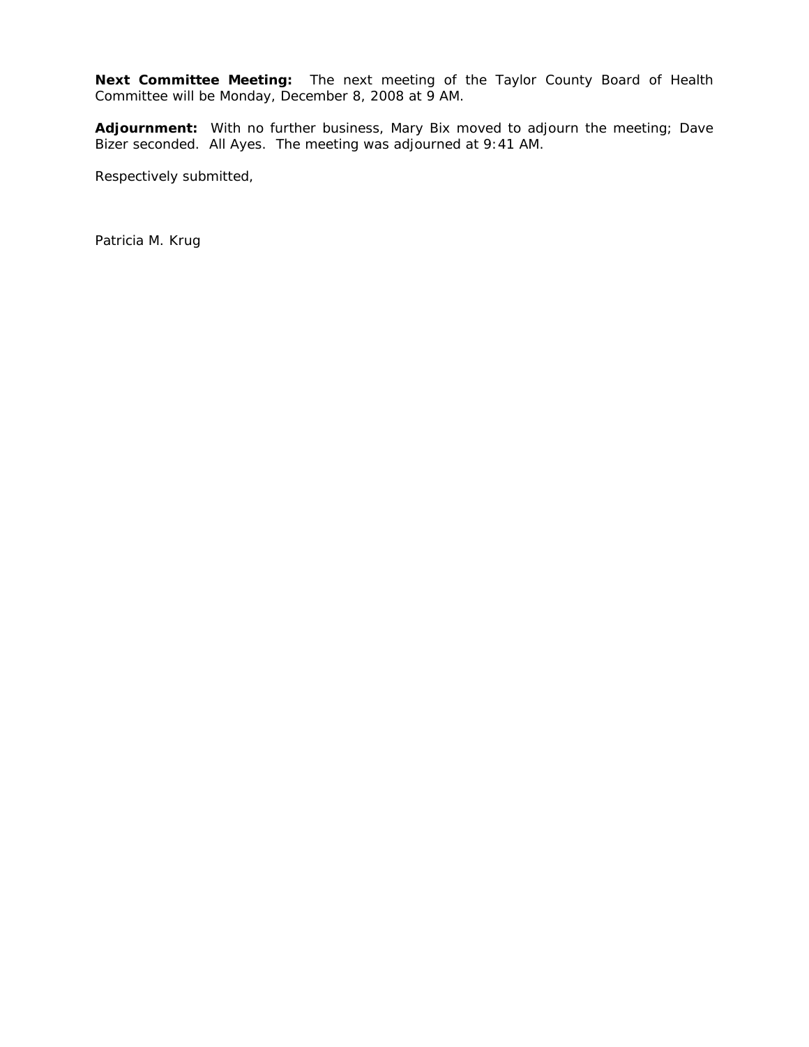**Next Committee Meeting:** The next meeting of the Taylor County Board of Health Committee will be Monday, December 8, 2008 at 9 AM.

**Adjournment:** With no further business, Mary Bix moved to adjourn the meeting; Dave Bizer seconded. All Ayes. The meeting was adjourned at 9:41 AM.

Respectively submitted,

Patricia M. Krug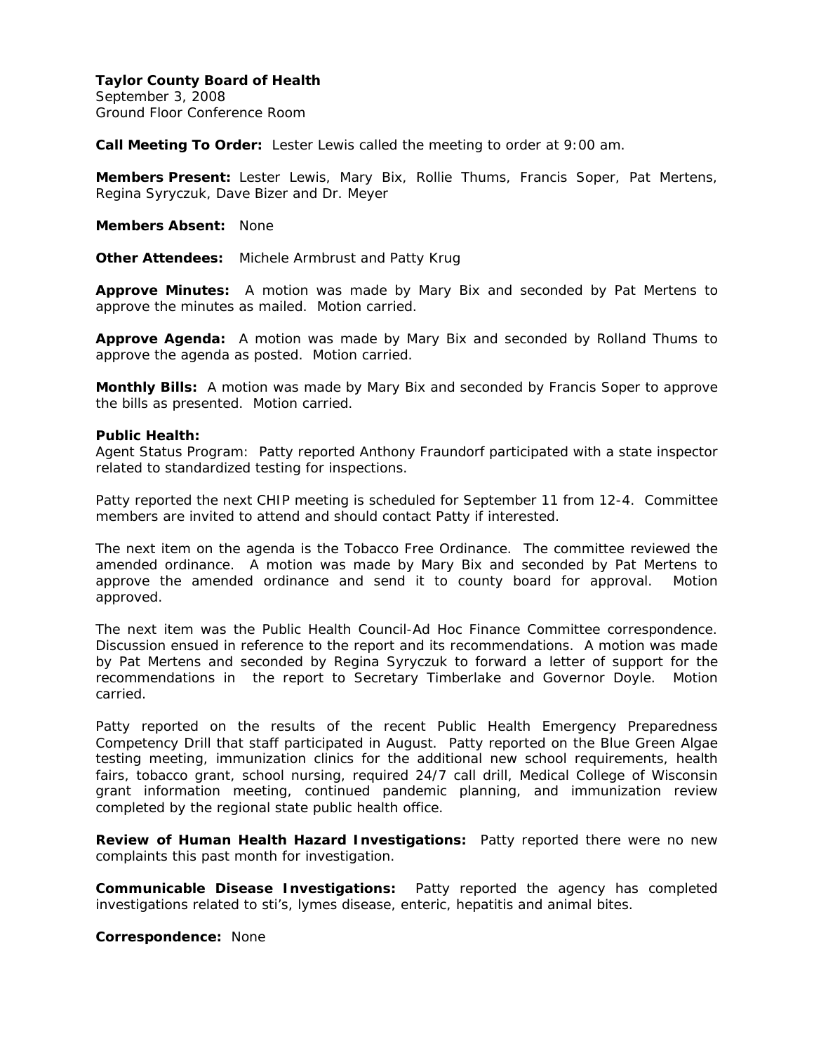**Taylor County Board of Health**
September 3, 2008
Ground Floor Conference Room

**Call Meeting To Order:** Lester Lewis called the meeting to order at 9:00 am.

**Members Present:** Lester Lewis, Mary Bix, Rollie Thums, Francis Soper, Pat Mertens, Regina Syryczuk, Dave Bizer and Dr. Meyer

**Members Absent:** None

**Other Attendees:** Michele Armbrust and Patty Krug

**Approve Minutes:** A motion was made by Mary Bix and seconded by Pat Mertens to approve the minutes as mailed. Motion carried.

**Approve Agenda:** A motion was made by Mary Bix and seconded by Rolland Thums to approve the agenda as posted. Motion carried.

**Monthly Bills:** A motion was made by Mary Bix and seconded by Francis Soper to approve the bills as presented. Motion carried.

**Public Health:**
Agent Status Program: Patty reported Anthony Fraundorf participated with a state inspector related to standardized testing for inspections.

Patty reported the next CHIP meeting is scheduled for September 11 from 12-4. Committee members are invited to attend and should contact Patty if interested.

The next item on the agenda is the Tobacco Free Ordinance. The committee reviewed the amended ordinance. A motion was made by Mary Bix and seconded by Pat Mertens to approve the amended ordinance and send it to county board for approval. Motion approved.

The next item was the Public Health Council-Ad Hoc Finance Committee correspondence. Discussion ensued in reference to the report and its recommendations. A motion was made by Pat Mertens and seconded by Regina Syryczuk to forward a letter of support for the recommendations in the report to Secretary Timberlake and Governor Doyle. Motion carried.

Patty reported on the results of the recent Public Health Emergency Preparedness Competency Drill that staff participated in August. Patty reported on the Blue Green Algae testing meeting, immunization clinics for the additional new school requirements, health fairs, tobacco grant, school nursing, required 24/7 call drill, Medical College of Wisconsin grant information meeting, continued pandemic planning, and immunization review completed by the regional state public health office.

**Review of Human Health Hazard Investigations:** Patty reported there were no new complaints this past month for investigation.

**Communicable Disease Investigations:** Patty reported the agency has completed investigations related to sti's, lymes disease, enteric, hepatitis and animal bites.

**Correspondence:** None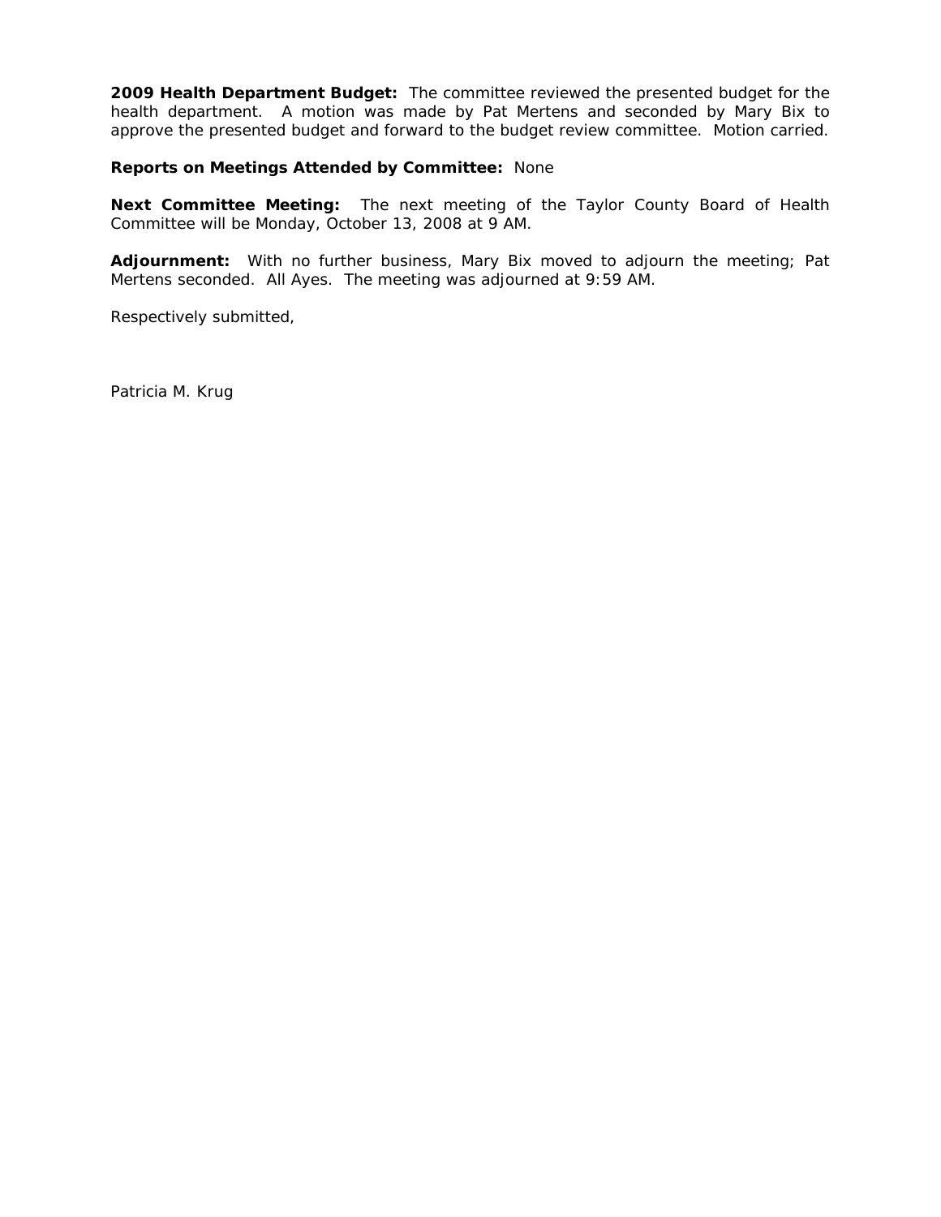**2009 Health Department Budget:** The committee reviewed the presented budget for the health department. A motion was made by Pat Mertens and seconded by Mary Bix to approve the presented budget and forward to the budget review committee. Motion carried.

**Reports on Meetings Attended by Committee:** None

**Next Committee Meeting:** The next meeting of the Taylor County Board of Health Committee will be Monday, October 13, 2008 at 9 AM.

**Adjournment:** With no further business, Mary Bix moved to adjourn the meeting; Pat Mertens seconded. All Ayes. The meeting was adjourned at 9:59 AM.

Respectively submitted,

Patricia M. Krug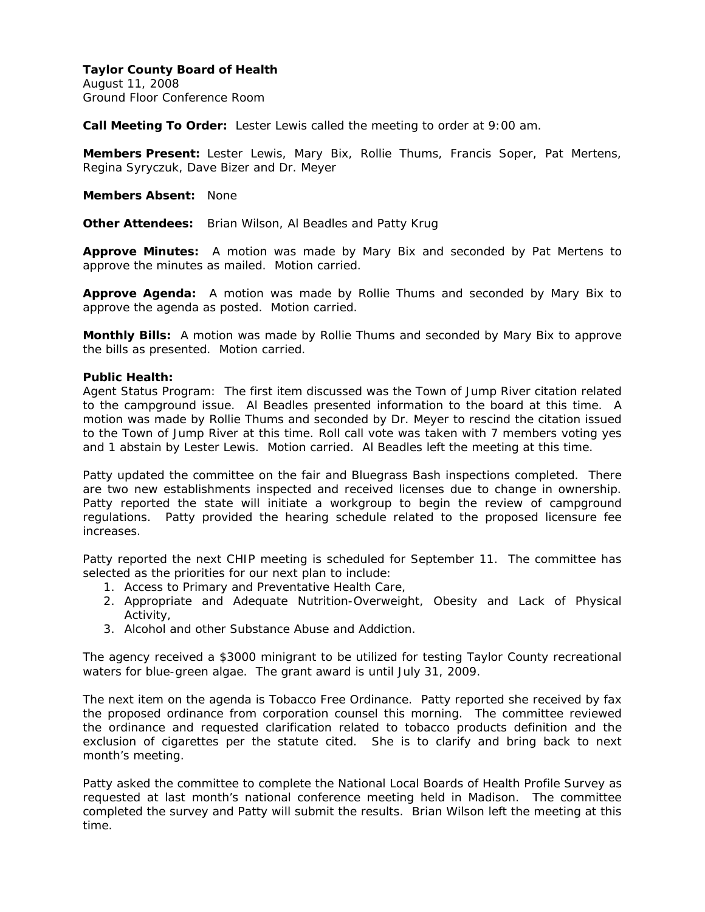**Taylor County Board of Health**
August 11, 2008
Ground Floor Conference Room

**Call Meeting To Order:** Lester Lewis called the meeting to order at 9:00 am.

**Members Present:** Lester Lewis, Mary Bix, Rollie Thums, Francis Soper, Pat Mertens, Regina Syryczuk, Dave Bizer and Dr. Meyer

**Members Absent:** None

**Other Attendees:** Brian Wilson, Al Beadles and Patty Krug

**Approve Minutes:** A motion was made by Mary Bix and seconded by Pat Mertens to approve the minutes as mailed. Motion carried.

**Approve Agenda:** A motion was made by Rollie Thums and seconded by Mary Bix to approve the agenda as posted. Motion carried.

**Monthly Bills:** A motion was made by Rollie Thums and seconded by Mary Bix to approve the bills as presented. Motion carried.

**Public Health:**
Agent Status Program: The first item discussed was the Town of Jump River citation related to the campground issue. Al Beadles presented information to the board at this time. A motion was made by Rollie Thums and seconded by Dr. Meyer to rescind the citation issued to the Town of Jump River at this time. Roll call vote was taken with 7 members voting yes and 1 abstain by Lester Lewis. Motion carried. Al Beadles left the meeting at this time.

Patty updated the committee on the fair and Bluegrass Bash inspections completed. There are two new establishments inspected and received licenses due to change in ownership. Patty reported the state will initiate a workgroup to begin the review of campground regulations. Patty provided the hearing schedule related to the proposed licensure fee increases.

Patty reported the next CHIP meeting is scheduled for September 11. The committee has selected as the priorities for our next plan to include:

1. Access to Primary and Preventative Health Care,
2. Appropriate and Adequate Nutrition-Overweight, Obesity and Lack of Physical Activity,
3. Alcohol and other Substance Abuse and Addiction.

The agency received a $3000 minigrant to be utilized for testing Taylor County recreational waters for blue-green algae. The grant award is until July 31, 2009.

The next item on the agenda is Tobacco Free Ordinance. Patty reported she received by fax the proposed ordinance from corporation counsel this morning. The committee reviewed the ordinance and requested clarification related to tobacco products definition and the exclusion of cigarettes per the statute cited. She is to clarify and bring back to next month's meeting.

Patty asked the committee to complete the National Local Boards of Health Profile Survey as requested at last month's national conference meeting held in Madison. The committee completed the survey and Patty will submit the results. Brian Wilson left the meeting at this time.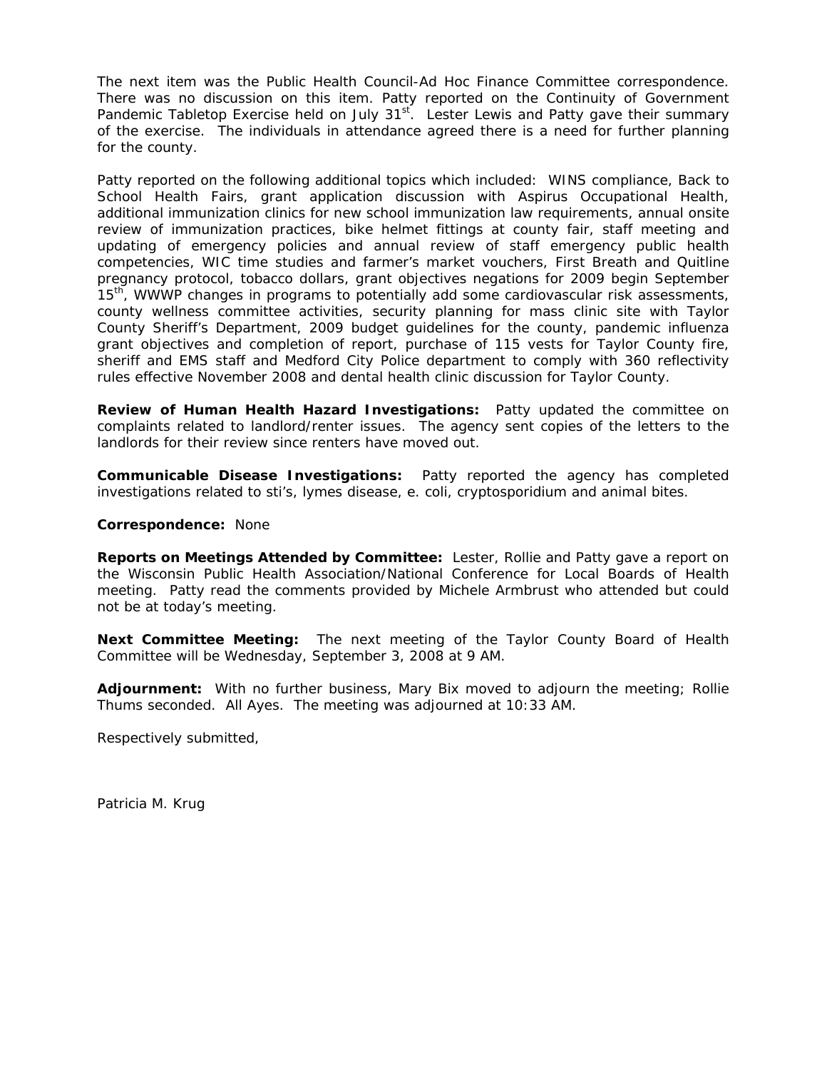The next item was the Public Health Council-Ad Hoc Finance Committee correspondence. There was no discussion on this item. Patty reported on the Continuity of Government Pandemic Tabletop Exercise held on July 31st. Lester Lewis and Patty gave their summary of the exercise. The individuals in attendance agreed there is a need for further planning for the county.

Patty reported on the following additional topics which included: WINS compliance, Back to School Health Fairs, grant application discussion with Aspirus Occupational Health, additional immunization clinics for new school immunization law requirements, annual onsite review of immunization practices, bike helmet fittings at county fair, staff meeting and updating of emergency policies and annual review of staff emergency public health competencies, WIC time studies and farmer's market vouchers, First Breath and Quitline pregnancy protocol, tobacco dollars, grant objectives negations for 2009 begin September 15th, WWWP changes in programs to potentially add some cardiovascular risk assessments, county wellness committee activities, security planning for mass clinic site with Taylor County Sheriff's Department, 2009 budget guidelines for the county, pandemic influenza grant objectives and completion of report, purchase of 115 vests for Taylor County fire, sheriff and EMS staff and Medford City Police department to comply with 360 reflectivity rules effective November 2008 and dental health clinic discussion for Taylor County.

**Review of Human Health Hazard Investigations:** Patty updated the committee on complaints related to landlord/renter issues. The agency sent copies of the letters to the landlords for their review since renters have moved out.

**Communicable Disease Investigations:** Patty reported the agency has completed investigations related to sti's, lymes disease, e. coli, cryptosporidium and animal bites.

**Correspondence:** None

**Reports on Meetings Attended by Committee:** Lester, Rollie and Patty gave a report on the Wisconsin Public Health Association/National Conference for Local Boards of Health meeting. Patty read the comments provided by Michele Armbrust who attended but could not be at today's meeting.

**Next Committee Meeting:** The next meeting of the Taylor County Board of Health Committee will be Wednesday, September 3, 2008 at 9 AM.

**Adjournment:** With no further business, Mary Bix moved to adjourn the meeting; Rollie Thums seconded. All Ayes. The meeting was adjourned at 10:33 AM.

Respectively submitted,

Patricia M. Krug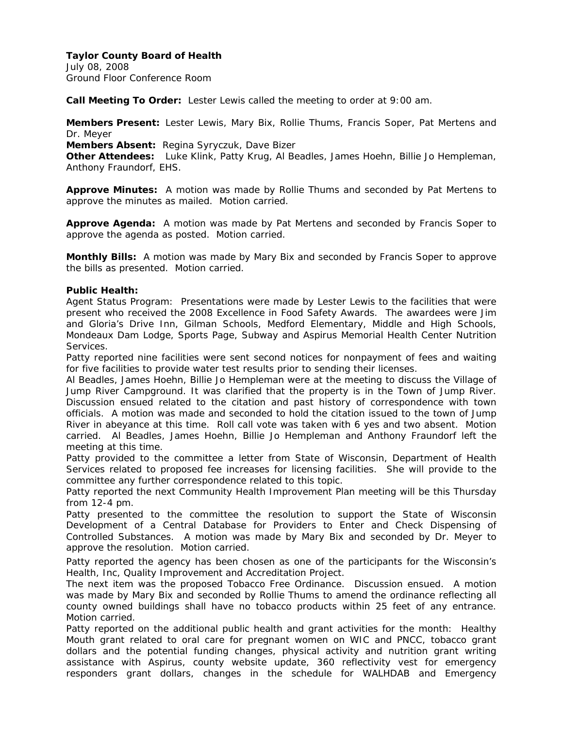**Taylor County Board of Health**
July 08, 2008
Ground Floor Conference Room

**Call Meeting To Order:** Lester Lewis called the meeting to order at 9:00 am.

**Members Present:** Lester Lewis, Mary Bix, Rollie Thums, Francis Soper, Pat Mertens and Dr. Meyer
**Members Absent:** Regina Syryczuk, Dave Bizer
**Other Attendees:** Luke Klink, Patty Krug, Al Beadles, James Hoehn, Billie Jo Hempleman, Anthony Fraundorf, EHS.

**Approve Minutes:** A motion was made by Rollie Thums and seconded by Pat Mertens to approve the minutes as mailed. Motion carried.

**Approve Agenda:** A motion was made by Pat Mertens and seconded by Francis Soper to approve the agenda as posted. Motion carried.

**Monthly Bills:** A motion was made by Mary Bix and seconded by Francis Soper to approve the bills as presented. Motion carried.

**Public Health:**
Agent Status Program: Presentations were made by Lester Lewis to the facilities that were present who received the 2008 Excellence in Food Safety Awards. The awardees were Jim and Gloria's Drive Inn, Gilman Schools, Medford Elementary, Middle and High Schools, Mondeaux Dam Lodge, Sports Page, Subway and Aspirus Memorial Health Center Nutrition Services.
Patty reported nine facilities were sent second notices for nonpayment of fees and waiting for five facilities to provide water test results prior to sending their licenses.
Al Beadles, James Hoehn, Billie Jo Hempleman were at the meeting to discuss the Village of Jump River Campground. It was clarified that the property is in the Town of Jump River. Discussion ensued related to the citation and past history of correspondence with town officials. A motion was made and seconded to hold the citation issued to the town of Jump River in abeyance at this time. Roll call vote was taken with 6 yes and two absent. Motion carried. Al Beadles, James Hoehn, Billie Jo Hempleman and Anthony Fraundorf left the meeting at this time.
Patty provided to the committee a letter from State of Wisconsin, Department of Health Services related to proposed fee increases for licensing facilities. She will provide to the committee any further correspondence related to this topic.
Patty reported the next Community Health Improvement Plan meeting will be this Thursday from 12-4 pm.
Patty presented to the committee the resolution to support the State of Wisconsin Development of a Central Database for Providers to Enter and Check Dispensing of Controlled Substances. A motion was made by Mary Bix and seconded by Dr. Meyer to approve the resolution. Motion carried.
Patty reported the agency has been chosen as one of the participants for the Wisconsin's Health, Inc, Quality Improvement and Accreditation Project.
The next item was the proposed Tobacco Free Ordinance. Discussion ensued. A motion was made by Mary Bix and seconded by Rollie Thums to amend the ordinance reflecting all county owned buildings shall have no tobacco products within 25 feet of any entrance. Motion carried.
Patty reported on the additional public health and grant activities for the month: Healthy Mouth grant related to oral care for pregnant women on WIC and PNCC, tobacco grant dollars and the potential funding changes, physical activity and nutrition grant writing assistance with Aspirus, county website update, 360 reflectivity vest for emergency responders grant dollars, changes in the schedule for WALHDAB and Emergency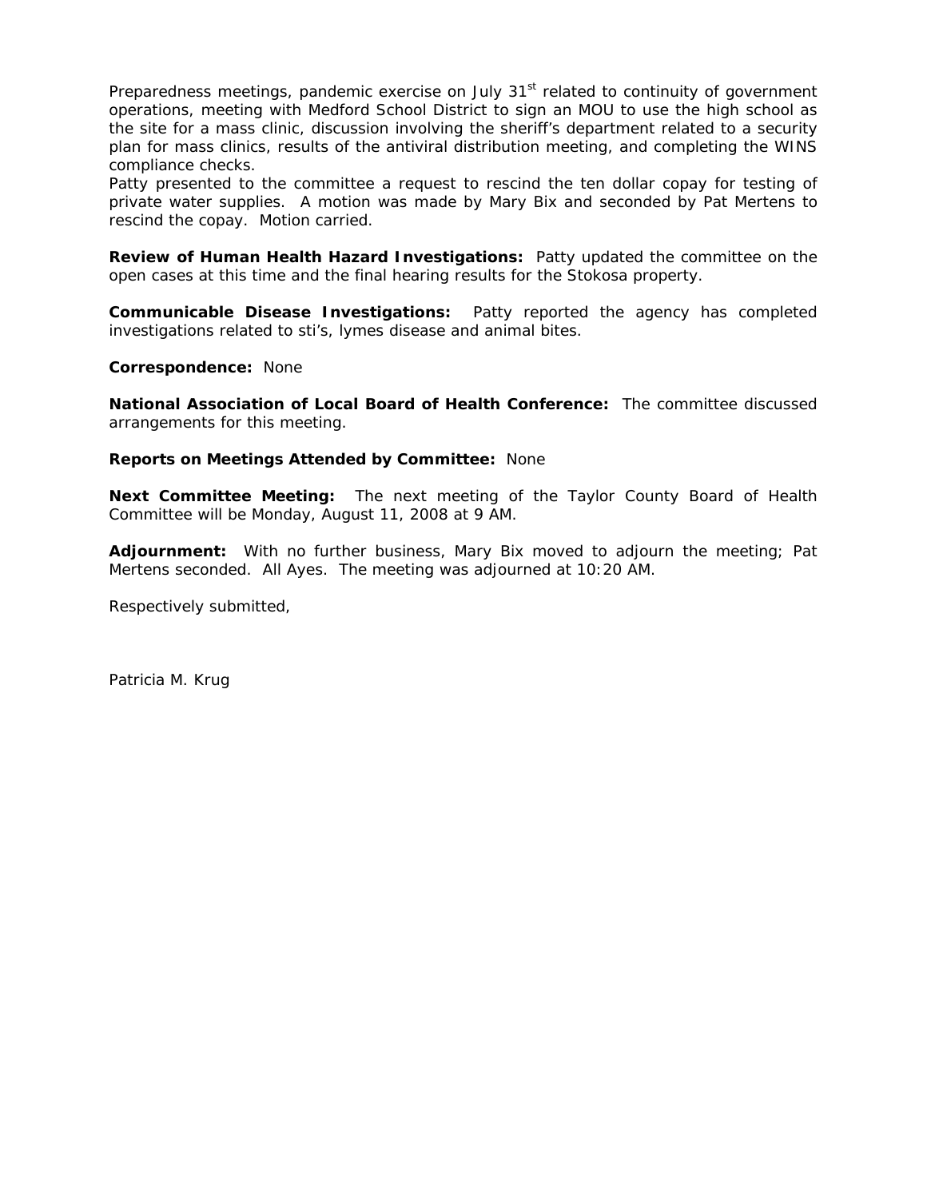Preparedness meetings, pandemic exercise on July 31st related to continuity of government operations, meeting with Medford School District to sign an MOU to use the high school as the site for a mass clinic, discussion involving the sheriff's department related to a security plan for mass clinics, results of the antiviral distribution meeting, and completing the WINS compliance checks.

Patty presented to the committee a request to rescind the ten dollar copay for testing of private water supplies. A motion was made by Mary Bix and seconded by Pat Mertens to rescind the copay. Motion carried.

**Review of Human Health Hazard Investigations:** Patty updated the committee on the open cases at this time and the final hearing results for the Stokosa property.

**Communicable Disease Investigations:** Patty reported the agency has completed investigations related to sti's, lymes disease and animal bites.

**Correspondence:** None

**National Association of Local Board of Health Conference:** The committee discussed arrangements for this meeting.

**Reports on Meetings Attended by Committee:** None

**Next Committee Meeting:** The next meeting of the Taylor County Board of Health Committee will be Monday, August 11, 2008 at 9 AM.

**Adjournment:** With no further business, Mary Bix moved to adjourn the meeting; Pat Mertens seconded. All Ayes. The meeting was adjourned at 10:20 AM.

Respectively submitted,

Patricia M. Krug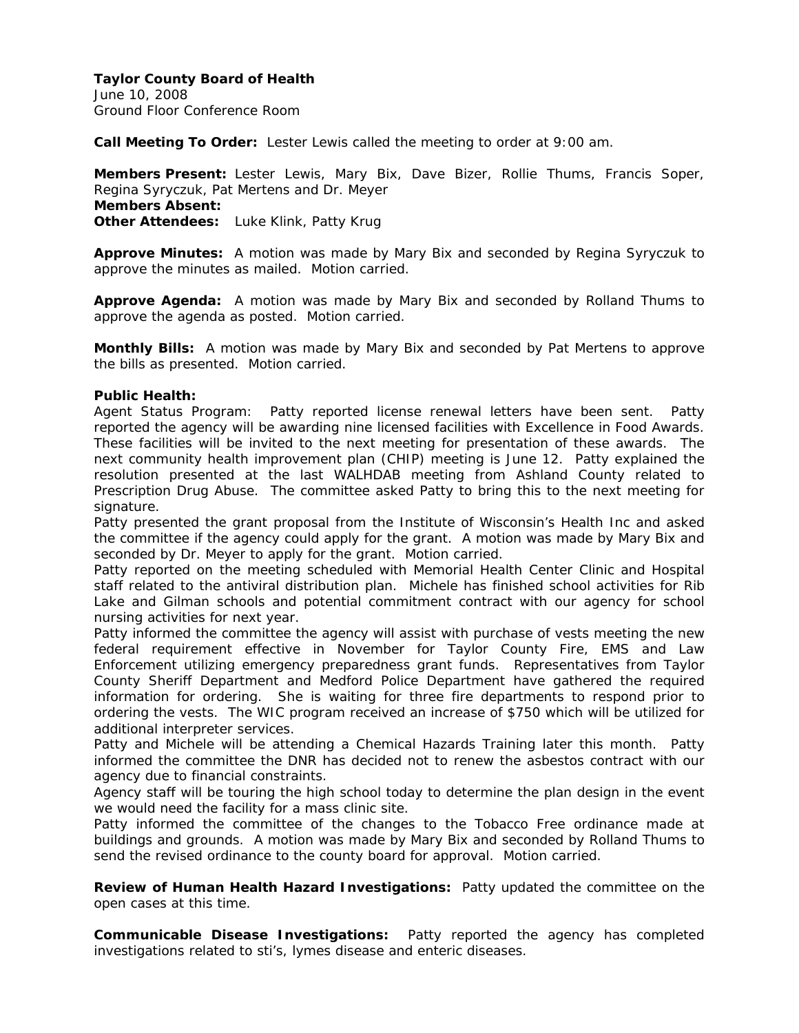**Taylor County Board of Health**
June 10, 2008
Ground Floor Conference Room

**Call Meeting To Order:** Lester Lewis called the meeting to order at 9:00 am.

**Members Present:** Lester Lewis, Mary Bix, Dave Bizer, Rollie Thums, Francis Soper, Regina Syryczuk, Pat Mertens and Dr. Meyer
**Members Absent:**
**Other Attendees:** Luke Klink, Patty Krug

**Approve Minutes:** A motion was made by Mary Bix and seconded by Regina Syryczuk to approve the minutes as mailed. Motion carried.

**Approve Agenda:** A motion was made by Mary Bix and seconded by Rolland Thums to approve the agenda as posted. Motion carried.

**Monthly Bills:** A motion was made by Mary Bix and seconded by Pat Mertens to approve the bills as presented. Motion carried.

**Public Health:**
Agent Status Program: Patty reported license renewal letters have been sent. Patty reported the agency will be awarding nine licensed facilities with Excellence in Food Awards. These facilities will be invited to the next meeting for presentation of these awards. The next community health improvement plan (CHIP) meeting is June 12. Patty explained the resolution presented at the last WALHDAB meeting from Ashland County related to Prescription Drug Abuse. The committee asked Patty to bring this to the next meeting for signature.
Patty presented the grant proposal from the Institute of Wisconsin's Health Inc and asked the committee if the agency could apply for the grant. A motion was made by Mary Bix and seconded by Dr. Meyer to apply for the grant. Motion carried.
Patty reported on the meeting scheduled with Memorial Health Center Clinic and Hospital staff related to the antiviral distribution plan. Michele has finished school activities for Rib Lake and Gilman schools and potential commitment contract with our agency for school nursing activities for next year.
Patty informed the committee the agency will assist with purchase of vests meeting the new federal requirement effective in November for Taylor County Fire, EMS and Law Enforcement utilizing emergency preparedness grant funds. Representatives from Taylor County Sheriff Department and Medford Police Department have gathered the required information for ordering. She is waiting for three fire departments to respond prior to ordering the vests. The WIC program received an increase of $750 which will be utilized for additional interpreter services.
Patty and Michele will be attending a Chemical Hazards Training later this month. Patty informed the committee the DNR has decided not to renew the asbestos contract with our agency due to financial constraints.
Agency staff will be touring the high school today to determine the plan design in the event we would need the facility for a mass clinic site.
Patty informed the committee of the changes to the Tobacco Free ordinance made at buildings and grounds. A motion was made by Mary Bix and seconded by Rolland Thums to send the revised ordinance to the county board for approval. Motion carried.

**Review of Human Health Hazard Investigations:** Patty updated the committee on the open cases at this time.

**Communicable Disease Investigations:** Patty reported the agency has completed investigations related to sti's, lymes disease and enteric diseases.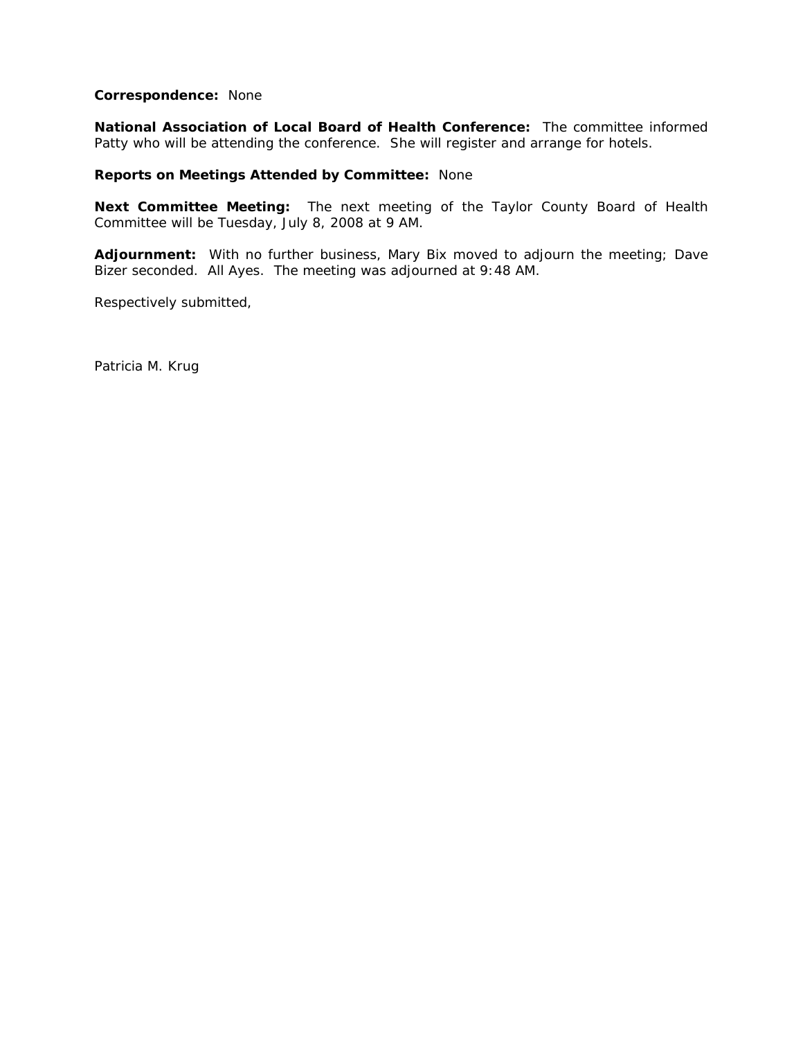**Correspondence:** None

**National Association of Local Board of Health Conference:** The committee informed Patty who will be attending the conference. She will register and arrange for hotels.

**Reports on Meetings Attended by Committee:** None

**Next Committee Meeting:** The next meeting of the Taylor County Board of Health Committee will be Tuesday, July 8, 2008 at 9 AM.

**Adjournment:** With no further business, Mary Bix moved to adjourn the meeting; Dave Bizer seconded. All Ayes. The meeting was adjourned at 9:48 AM.

Respectively submitted,

Patricia M. Krug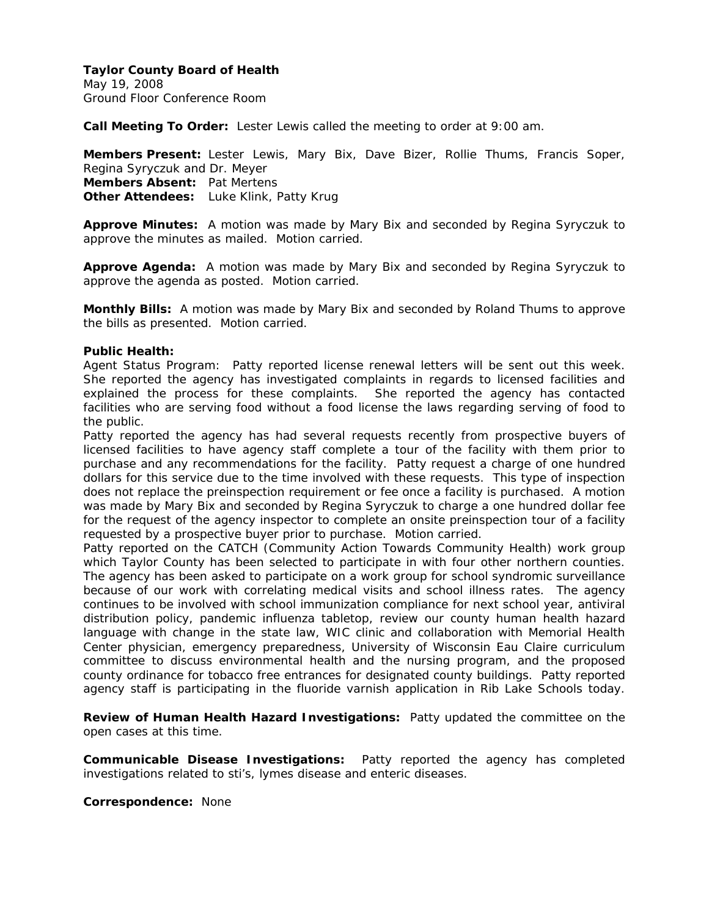**Taylor County Board of Health**
May 19, 2008
Ground Floor Conference Room

**Call Meeting To Order:** Lester Lewis called the meeting to order at 9:00 am.

**Members Present:** Lester Lewis, Mary Bix, Dave Bizer, Rollie Thums, Francis Soper, Regina Syryczuk and Dr. Meyer
**Members Absent:** Pat Mertens
**Other Attendees:** Luke Klink, Patty Krug

**Approve Minutes:** A motion was made by Mary Bix and seconded by Regina Syryczuk to approve the minutes as mailed. Motion carried.

**Approve Agenda:** A motion was made by Mary Bix and seconded by Regina Syryczuk to approve the agenda as posted. Motion carried.

**Monthly Bills:** A motion was made by Mary Bix and seconded by Roland Thums to approve the bills as presented. Motion carried.

**Public Health:**
Agent Status Program: Patty reported license renewal letters will be sent out this week. She reported the agency has investigated complaints in regards to licensed facilities and explained the process for these complaints. She reported the agency has contacted facilities who are serving food without a food license the laws regarding serving of food to the public.
Patty reported the agency has had several requests recently from prospective buyers of licensed facilities to have agency staff complete a tour of the facility with them prior to purchase and any recommendations for the facility. Patty request a charge of one hundred dollars for this service due to the time involved with these requests. This type of inspection does not replace the preinspection requirement or fee once a facility is purchased. A motion was made by Mary Bix and seconded by Regina Syryczuk to charge a one hundred dollar fee for the request of the agency inspector to complete an onsite preinspection tour of a facility requested by a prospective buyer prior to purchase. Motion carried.
Patty reported on the CATCH (Community Action Towards Community Health) work group which Taylor County has been selected to participate in with four other northern counties. The agency has been asked to participate on a work group for school syndromic surveillance because of our work with correlating medical visits and school illness rates. The agency continues to be involved with school immunization compliance for next school year, antiviral distribution policy, pandemic influenza tabletop, review our county human health hazard language with change in the state law, WIC clinic and collaboration with Memorial Health Center physician, emergency preparedness, University of Wisconsin Eau Claire curriculum committee to discuss environmental health and the nursing program, and the proposed county ordinance for tobacco free entrances for designated county buildings. Patty reported agency staff is participating in the fluoride varnish application in Rib Lake Schools today.

**Review of Human Health Hazard Investigations:** Patty updated the committee on the open cases at this time.

**Communicable Disease Investigations:** Patty reported the agency has completed investigations related to sti's, lymes disease and enteric diseases.

**Correspondence:** None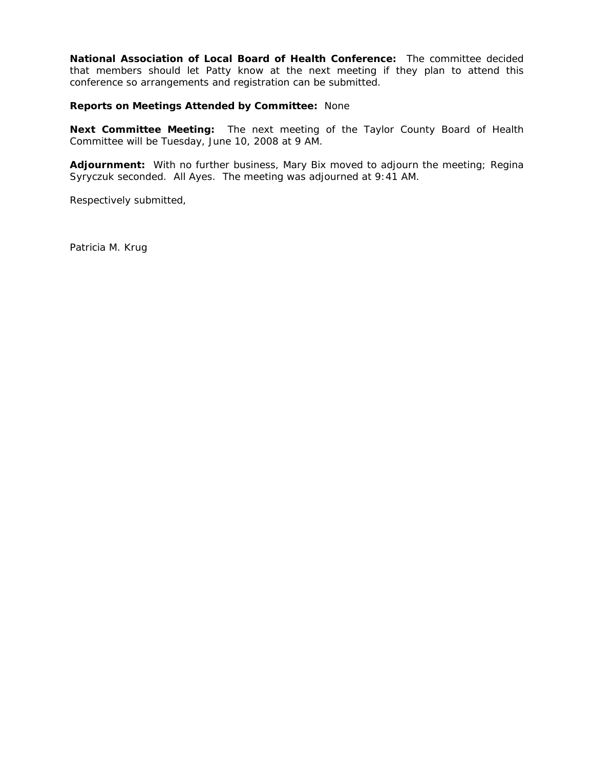**National Association of Local Board of Health Conference:** The committee decided that members should let Patty know at the next meeting if they plan to attend this conference so arrangements and registration can be submitted.

**Reports on Meetings Attended by Committee:** None

**Next Committee Meeting:** The next meeting of the Taylor County Board of Health Committee will be Tuesday, June 10, 2008 at 9 AM.

**Adjournment:** With no further business, Mary Bix moved to adjourn the meeting; Regina Syryczuk seconded. All Ayes. The meeting was adjourned at 9:41 AM.

Respectively submitted,

Patricia M. Krug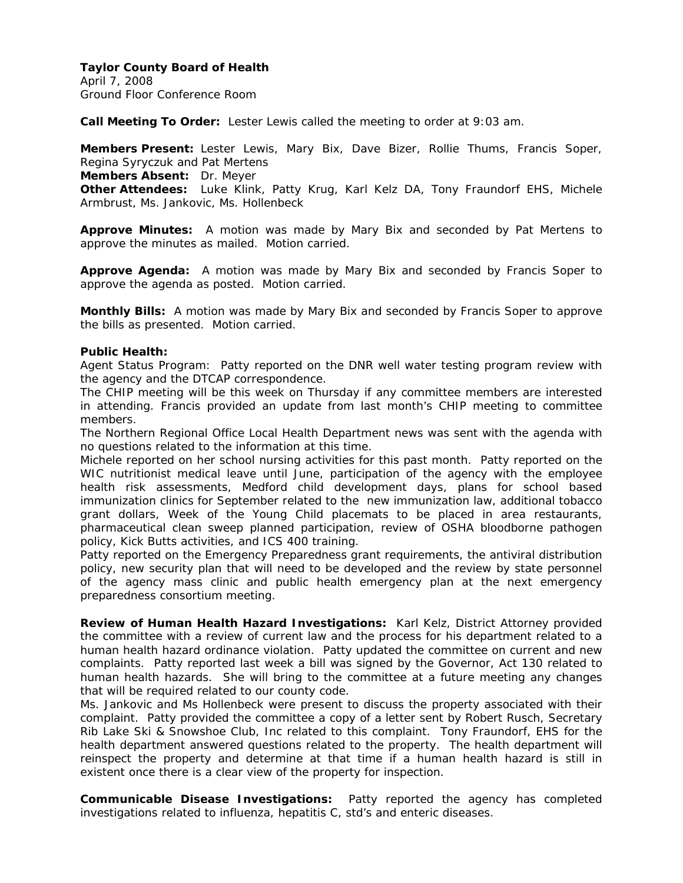**Taylor County Board of Health**
April 7, 2008
Ground Floor Conference Room

**Call Meeting To Order:** Lester Lewis called the meeting to order at 9:03 am.

**Members Present:** Lester Lewis, Mary Bix, Dave Bizer, Rollie Thums, Francis Soper, Regina Syryczuk and Pat Mertens
**Members Absent:** Dr. Meyer
**Other Attendees:** Luke Klink, Patty Krug, Karl Kelz DA, Tony Fraundorf EHS, Michele Armbrust, Ms. Jankovic, Ms. Hollenbeck

**Approve Minutes:** A motion was made by Mary Bix and seconded by Pat Mertens to approve the minutes as mailed. Motion carried.

**Approve Agenda:** A motion was made by Mary Bix and seconded by Francis Soper to approve the agenda as posted. Motion carried.

**Monthly Bills:** A motion was made by Mary Bix and seconded by Francis Soper to approve the bills as presented. Motion carried.

**Public Health:**
Agent Status Program: Patty reported on the DNR well water testing program review with the agency and the DTCAP correspondence.
The CHIP meeting will be this week on Thursday if any committee members are interested in attending. Francis provided an update from last month's CHIP meeting to committee members.
The Northern Regional Office Local Health Department news was sent with the agenda with no questions related to the information at this time.
Michele reported on her school nursing activities for this past month. Patty reported on the WIC nutritionist medical leave until June, participation of the agency with the employee health risk assessments, Medford child development days, plans for school based immunization clinics for September related to the new immunization law, additional tobacco grant dollars, Week of the Young Child placemats to be placed in area restaurants, pharmaceutical clean sweep planned participation, review of OSHA bloodborne pathogen policy, Kick Butts activities, and ICS 400 training.
Patty reported on the Emergency Preparedness grant requirements, the antiviral distribution policy, new security plan that will need to be developed and the review by state personnel of the agency mass clinic and public health emergency plan at the next emergency preparedness consortium meeting.

**Review of Human Health Hazard Investigations:** Karl Kelz, District Attorney provided the committee with a review of current law and the process for his department related to a human health hazard ordinance violation. Patty updated the committee on current and new complaints. Patty reported last week a bill was signed by the Governor, Act 130 related to human health hazards. She will bring to the committee at a future meeting any changes that will be required related to our county code.
Ms. Jankovic and Ms Hollenbeck were present to discuss the property associated with their complaint. Patty provided the committee a copy of a letter sent by Robert Rusch, Secretary Rib Lake Ski & Snowshoe Club, Inc related to this complaint. Tony Fraundorf, EHS for the health department answered questions related to the property. The health department will reinspect the property and determine at that time if a human health hazard is still in existent once there is a clear view of the property for inspection.

**Communicable Disease Investigations:** Patty reported the agency has completed investigations related to influenza, hepatitis C, std's and enteric diseases.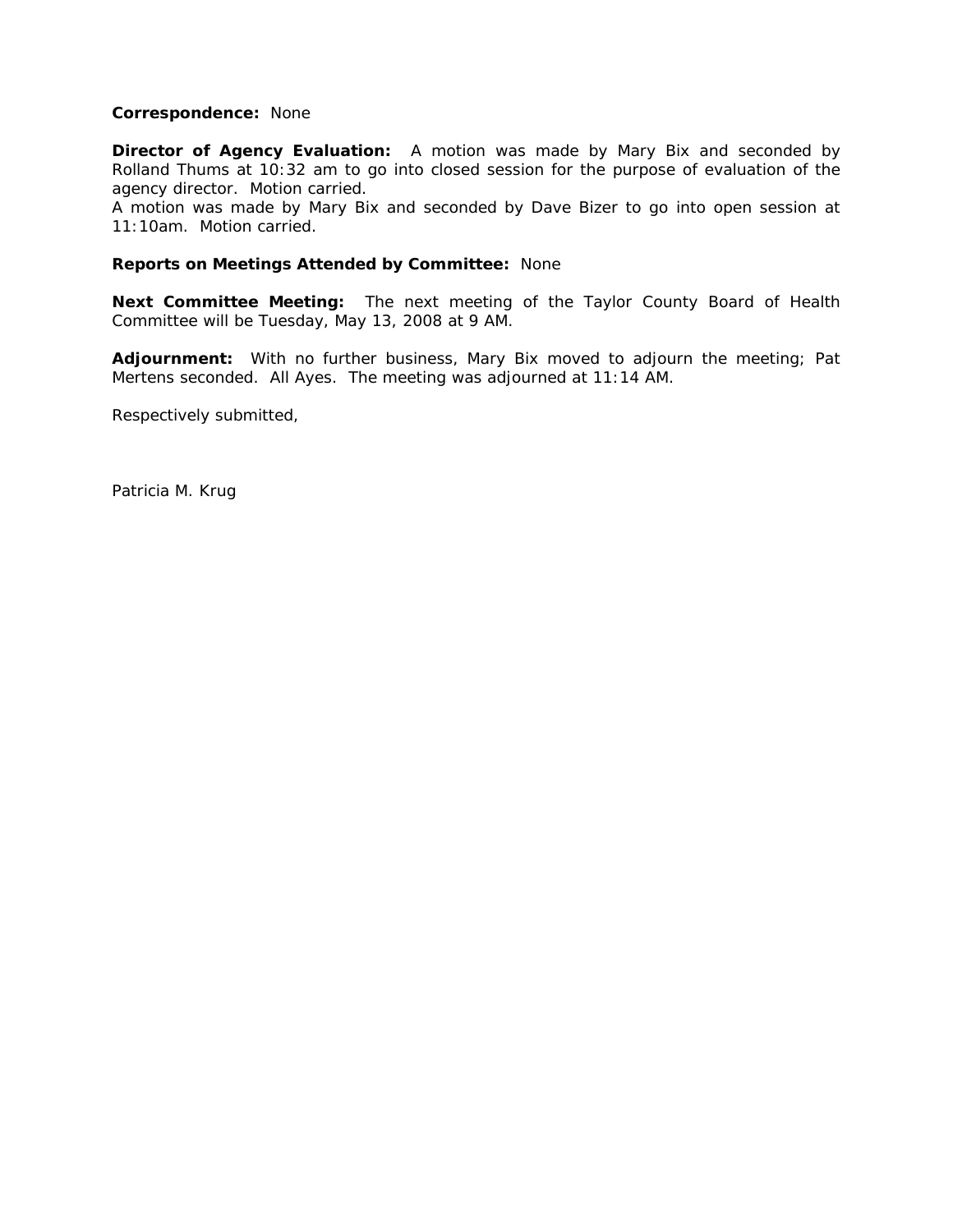**Correspondence:** None

**Director of Agency Evaluation:** A motion was made by Mary Bix and seconded by Rolland Thums at 10:32 am to go into closed session for the purpose of evaluation of the agency director. Motion carried.
A motion was made by Mary Bix and seconded by Dave Bizer to go into open session at 11:10am. Motion carried.

**Reports on Meetings Attended by Committee:** None

**Next Committee Meeting:** The next meeting of the Taylor County Board of Health Committee will be Tuesday, May 13, 2008 at 9 AM.

**Adjournment:** With no further business, Mary Bix moved to adjourn the meeting; Pat Mertens seconded. All Ayes. The meeting was adjourned at 11:14 AM.

Respectively submitted,

Patricia M. Krug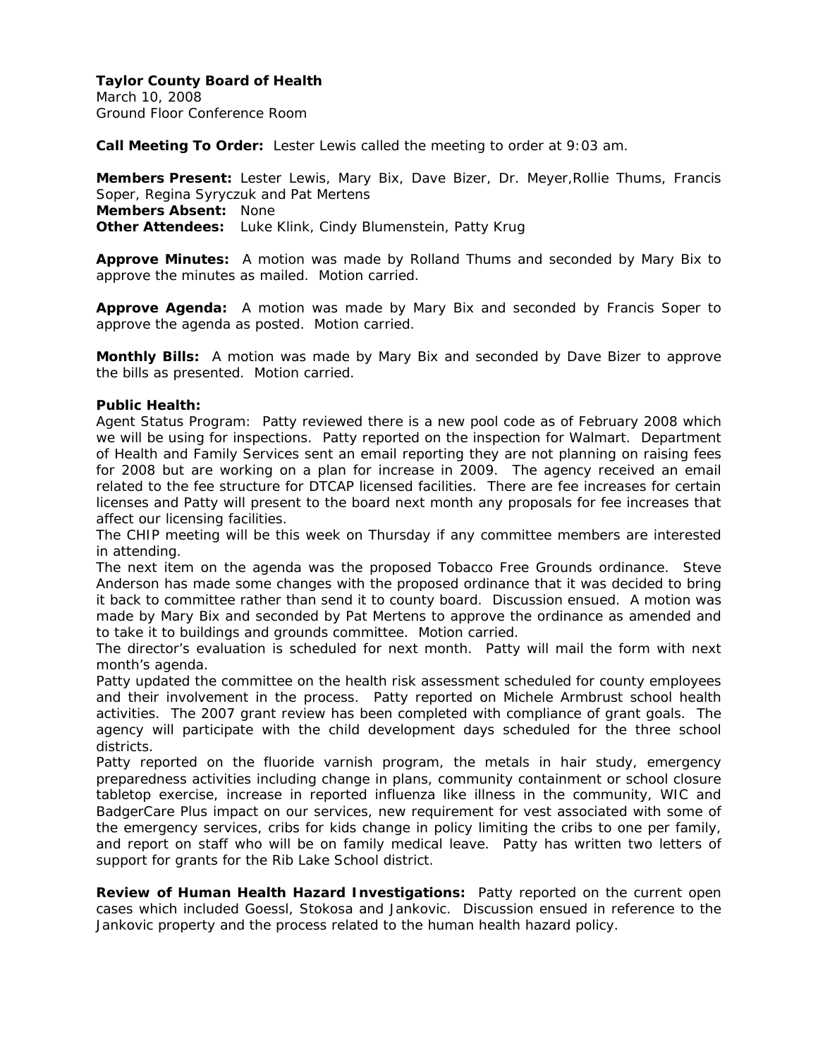**Taylor County Board of Health**
March 10, 2008
Ground Floor Conference Room

**Call Meeting To Order:** Lester Lewis called the meeting to order at 9:03 am.

**Members Present:** Lester Lewis, Mary Bix, Dave Bizer, Dr. Meyer,Rollie Thums, Francis Soper, Regina Syryczuk and Pat Mertens
**Members Absent:** None
**Other Attendees:** Luke Klink, Cindy Blumenstein, Patty Krug

**Approve Minutes:** A motion was made by Rolland Thums and seconded by Mary Bix to approve the minutes as mailed. Motion carried.

**Approve Agenda:** A motion was made by Mary Bix and seconded by Francis Soper to approve the agenda as posted. Motion carried.

**Monthly Bills:** A motion was made by Mary Bix and seconded by Dave Bizer to approve the bills as presented. Motion carried.

**Public Health:**
Agent Status Program: Patty reviewed there is a new pool code as of February 2008 which we will be using for inspections. Patty reported on the inspection for Walmart. Department of Health and Family Services sent an email reporting they are not planning on raising fees for 2008 but are working on a plan for increase in 2009. The agency received an email related to the fee structure for DTCAP licensed facilities. There are fee increases for certain licenses and Patty will present to the board next month any proposals for fee increases that affect our licensing facilities.
The CHIP meeting will be this week on Thursday if any committee members are interested in attending.
The next item on the agenda was the proposed Tobacco Free Grounds ordinance. Steve Anderson has made some changes with the proposed ordinance that it was decided to bring it back to committee rather than send it to county board. Discussion ensued. A motion was made by Mary Bix and seconded by Pat Mertens to approve the ordinance as amended and to take it to buildings and grounds committee. Motion carried.
The director's evaluation is scheduled for next month. Patty will mail the form with next month's agenda.
Patty updated the committee on the health risk assessment scheduled for county employees and their involvement in the process. Patty reported on Michele Armbrust school health activities. The 2007 grant review has been completed with compliance of grant goals. The agency will participate with the child development days scheduled for the three school districts.
Patty reported on the fluoride varnish program, the metals in hair study, emergency preparedness activities including change in plans, community containment or school closure tabletop exercise, increase in reported influenza like illness in the community, WIC and BadgerCare Plus impact on our services, new requirement for vest associated with some of the emergency services, cribs for kids change in policy limiting the cribs to one per family, and report on staff who will be on family medical leave. Patty has written two letters of support for grants for the Rib Lake School district.

**Review of Human Health Hazard Investigations:** Patty reported on the current open cases which included Goessl, Stokosa and Jankovic. Discussion ensued in reference to the Jankovic property and the process related to the human health hazard policy.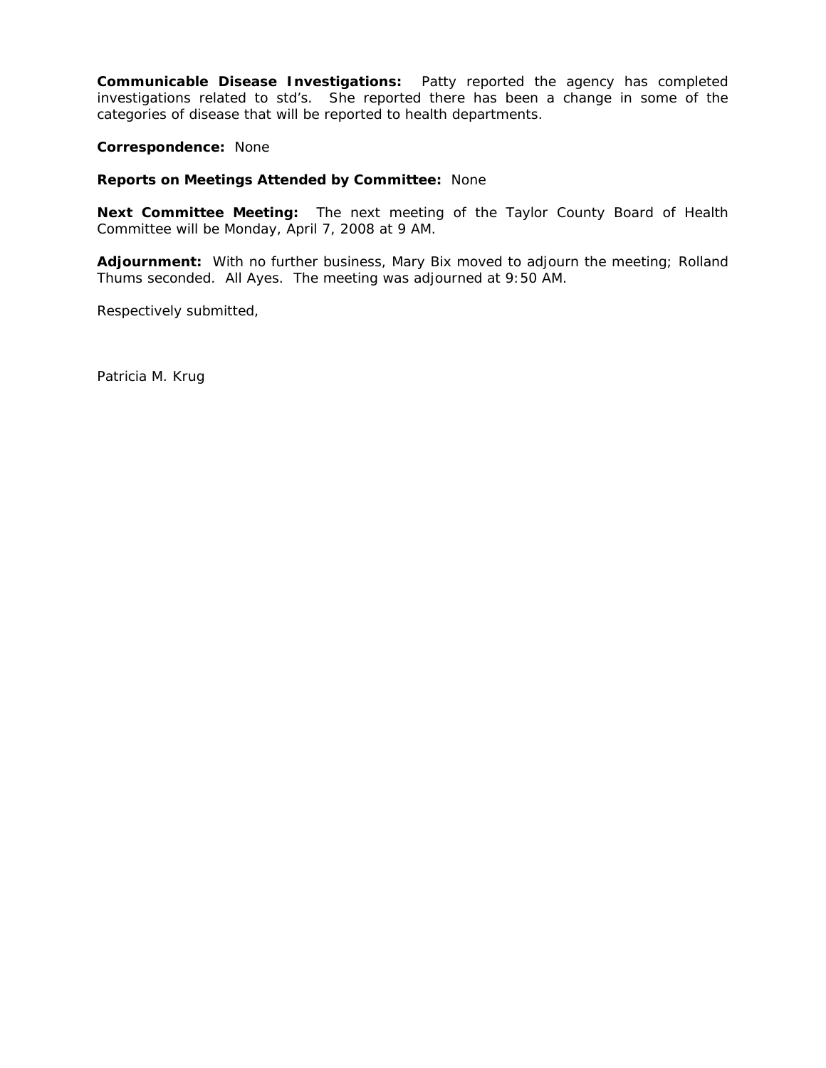**Communicable Disease Investigations:** Patty reported the agency has completed investigations related to std's. She reported there has been a change in some of the categories of disease that will be reported to health departments.

**Correspondence:** None

**Reports on Meetings Attended by Committee:** None

**Next Committee Meeting:** The next meeting of the Taylor County Board of Health Committee will be Monday, April 7, 2008 at 9 AM.

**Adjournment:** With no further business, Mary Bix moved to adjourn the meeting; Rolland Thums seconded. All Ayes. The meeting was adjourned at 9:50 AM.

Respectively submitted,

Patricia M. Krug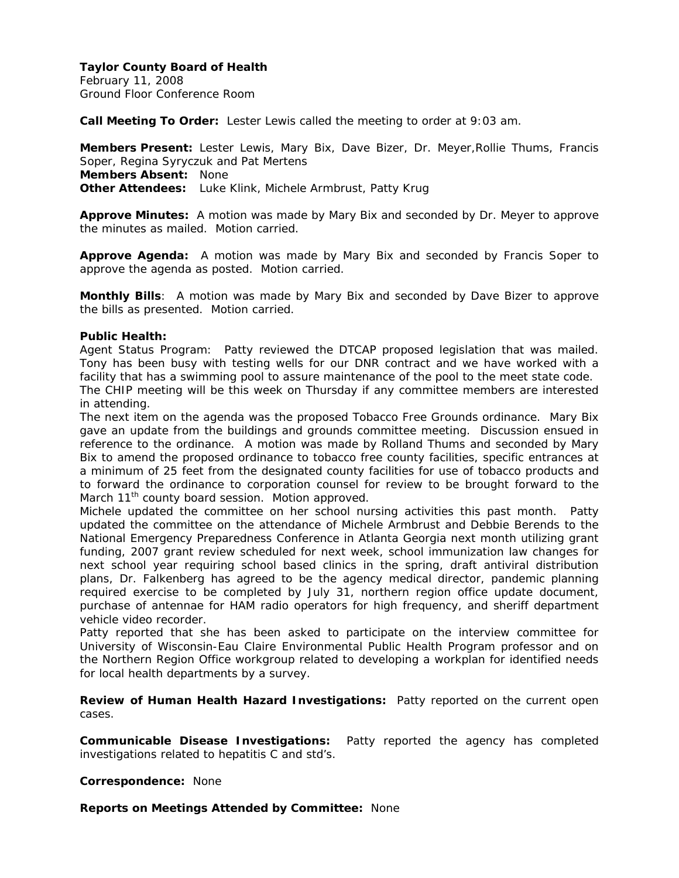**Taylor County Board of Health**
February 11, 2008
Ground Floor Conference Room

**Call Meeting To Order:** Lester Lewis called the meeting to order at 9:03 am.

**Members Present:** Lester Lewis, Mary Bix, Dave Bizer, Dr. Meyer,Rollie Thums, Francis Soper, Regina Syryczuk and Pat Mertens
**Members Absent:** None
**Other Attendees:** Luke Klink, Michele Armbrust, Patty Krug

**Approve Minutes:** A motion was made by Mary Bix and seconded by Dr. Meyer to approve the minutes as mailed. Motion carried.

**Approve Agenda:** A motion was made by Mary Bix and seconded by Francis Soper to approve the agenda as posted. Motion carried.

**Monthly Bills**: A motion was made by Mary Bix and seconded by Dave Bizer to approve the bills as presented. Motion carried.

**Public Health:**
Agent Status Program: Patty reviewed the DTCAP proposed legislation that was mailed. Tony has been busy with testing wells for our DNR contract and we have worked with a facility that has a swimming pool to assure maintenance of the pool to the meet state code.
The CHIP meeting will be this week on Thursday if any committee members are interested in attending.
The next item on the agenda was the proposed Tobacco Free Grounds ordinance. Mary Bix gave an update from the buildings and grounds committee meeting. Discussion ensued in reference to the ordinance. A motion was made by Rolland Thums and seconded by Mary Bix to amend the proposed ordinance to tobacco free county facilities, specific entrances at a minimum of 25 feet from the designated county facilities for use of tobacco products and to forward the ordinance to corporation counsel for review to be brought forward to the March 11th county board session. Motion approved.
Michele updated the committee on her school nursing activities this past month. Patty updated the committee on the attendance of Michele Armbrust and Debbie Berends to the National Emergency Preparedness Conference in Atlanta Georgia next month utilizing grant funding, 2007 grant review scheduled for next week, school immunization law changes for next school year requiring school based clinics in the spring, draft antiviral distribution plans, Dr. Falkenberg has agreed to be the agency medical director, pandemic planning required exercise to be completed by July 31, northern region office update document, purchase of antennae for HAM radio operators for high frequency, and sheriff department vehicle video recorder.
Patty reported that she has been asked to participate on the interview committee for University of Wisconsin-Eau Claire Environmental Public Health Program professor and on the Northern Region Office workgroup related to developing a workplan for identified needs for local health departments by a survey.

**Review of Human Health Hazard Investigations:** Patty reported on the current open cases.

**Communicable Disease Investigations:** Patty reported the agency has completed investigations related to hepatitis C and std's.

**Correspondence:** None

**Reports on Meetings Attended by Committee:** None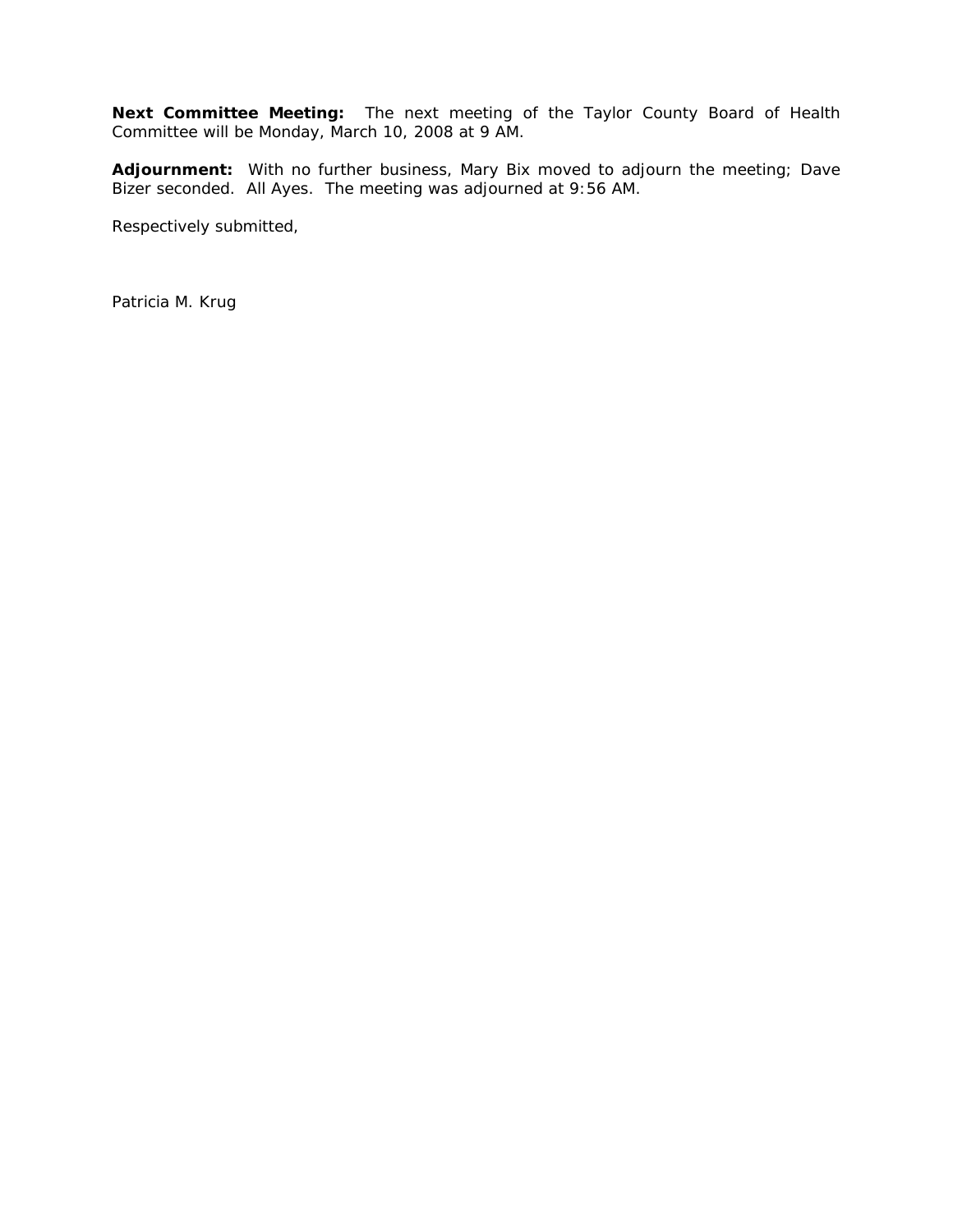**Next Committee Meeting:** The next meeting of the Taylor County Board of Health Committee will be Monday, March 10, 2008 at 9 AM.

**Adjournment:** With no further business, Mary Bix moved to adjourn the meeting; Dave Bizer seconded. All Ayes. The meeting was adjourned at 9:56 AM.

Respectively submitted,

Patricia M. Krug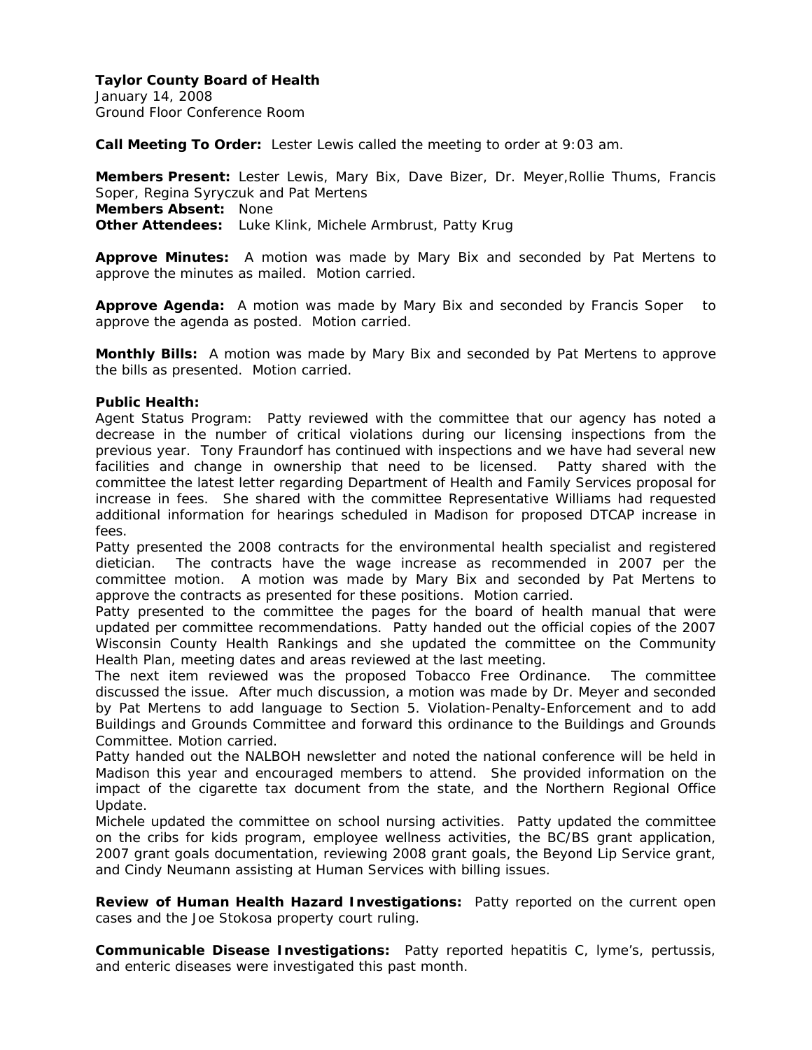**Taylor County Board of Health**
January 14, 2008
Ground Floor Conference Room

**Call Meeting To Order:** Lester Lewis called the meeting to order at 9:03 am.

**Members Present:** Lester Lewis, Mary Bix, Dave Bizer, Dr. Meyer,Rollie Thums, Francis Soper, Regina Syryczuk and Pat Mertens
**Members Absent:** None
**Other Attendees:** Luke Klink, Michele Armbrust, Patty Krug

**Approve Minutes:** A motion was made by Mary Bix and seconded by Pat Mertens to approve the minutes as mailed. Motion carried.

**Approve Agenda:** A motion was made by Mary Bix and seconded by Francis Soper to approve the agenda as posted. Motion carried.

**Monthly Bills:** A motion was made by Mary Bix and seconded by Pat Mertens to approve the bills as presented. Motion carried.

**Public Health:**
Agent Status Program: Patty reviewed with the committee that our agency has noted a decrease in the number of critical violations during our licensing inspections from the previous year. Tony Fraundorf has continued with inspections and we have had several new facilities and change in ownership that need to be licensed. Patty shared with the committee the latest letter regarding Department of Health and Family Services proposal for increase in fees. She shared with the committee Representative Williams had requested additional information for hearings scheduled in Madison for proposed DTCAP increase in fees.
Patty presented the 2008 contracts for the environmental health specialist and registered dietician. The contracts have the wage increase as recommended in 2007 per the committee motion. A motion was made by Mary Bix and seconded by Pat Mertens to approve the contracts as presented for these positions. Motion carried.
Patty presented to the committee the pages for the board of health manual that were updated per committee recommendations. Patty handed out the official copies of the 2007 Wisconsin County Health Rankings and she updated the committee on the Community Health Plan, meeting dates and areas reviewed at the last meeting.
The next item reviewed was the proposed Tobacco Free Ordinance. The committee discussed the issue. After much discussion, a motion was made by Dr. Meyer and seconded by Pat Mertens to add language to Section 5. Violation-Penalty-Enforcement and to add Buildings and Grounds Committee and forward this ordinance to the Buildings and Grounds Committee. Motion carried.
Patty handed out the NALBOH newsletter and noted the national conference will be held in Madison this year and encouraged members to attend. She provided information on the impact of the cigarette tax document from the state, and the Northern Regional Office Update.
Michele updated the committee on school nursing activities. Patty updated the committee on the cribs for kids program, employee wellness activities, the BC/BS grant application, 2007 grant goals documentation, reviewing 2008 grant goals, the Beyond Lip Service grant, and Cindy Neumann assisting at Human Services with billing issues.

**Review of Human Health Hazard Investigations:** Patty reported on the current open cases and the Joe Stokosa property court ruling.

**Communicable Disease Investigations:** Patty reported hepatitis C, lyme's, pertussis, and enteric diseases were investigated this past month.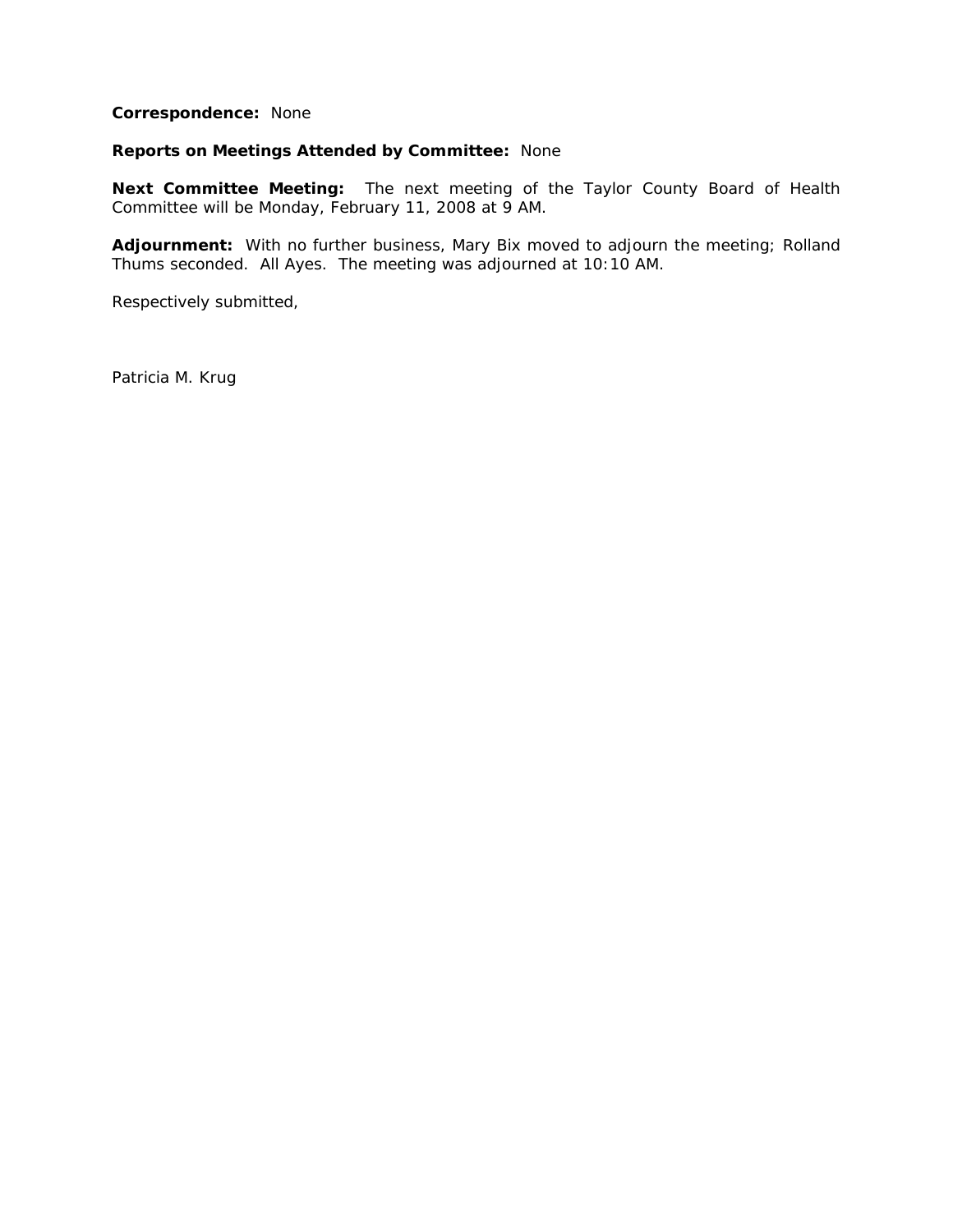**Correspondence:** None

**Reports on Meetings Attended by Committee:** None

**Next Committee Meeting:** The next meeting of the Taylor County Board of Health Committee will be Monday, February 11, 2008 at 9 AM.

**Adjournment:** With no further business, Mary Bix moved to adjourn the meeting; Rolland Thums seconded. All Ayes. The meeting was adjourned at 10:10 AM.

Respectively submitted,

Patricia M. Krug